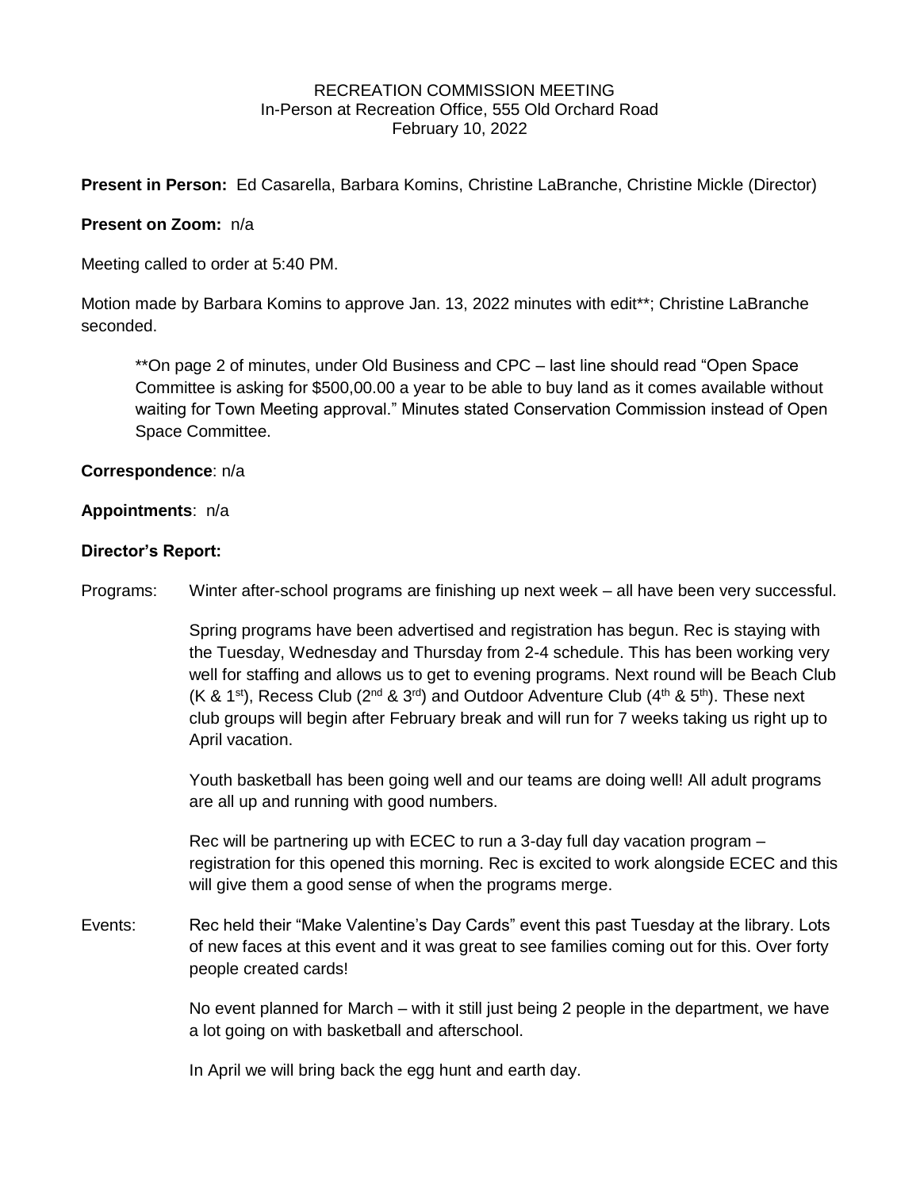RECREATION COMMISSION MEETING
In-Person at Recreation Office, 555 Old Orchard Road
February 10, 2022

**Present in Person:** Ed Casarella, Barbara Komins, Christine LaBranche, Christine Mickle (Director)

**Present on Zoom:** n/a

Meeting called to order at 5:40 PM.

Motion made by Barbara Komins to approve Jan. 13, 2022 minutes with edit**; Christine LaBranche seconded.

> **On page 2 of minutes, under Old Business and CPC – last line should read "Open Space Committee is asking for $500,00.00 a year to be able to buy land as it comes available without waiting for Town Meeting approval." Minutes stated Conservation Commission instead of Open Space Committee.

**Correspondence**: n/a

**Appointments**: n/a

**Director's Report:**

Programs: Winter after-school programs are finishing up next week – all have been very successful.

Spring programs have been advertised and registration has begun. Rec is staying with the Tuesday, Wednesday and Thursday from 2-4 schedule. This has been working very well for staffing and allows us to get to evening programs. Next round will be Beach Club (K & 1st), Recess Club (2nd & 3rd) and Outdoor Adventure Club (4th & 5th). These next club groups will begin after February break and will run for 7 weeks taking us right up to April vacation.

Youth basketball has been going well and our teams are doing well! All adult programs are all up and running with good numbers.

Rec will be partnering up with ECEC to run a 3-day full day vacation program – registration for this opened this morning. Rec is excited to work alongside ECEC and this will give them a good sense of when the programs merge.

Events: Rec held their "Make Valentine's Day Cards" event this past Tuesday at the library. Lots of new faces at this event and it was great to see families coming out for this. Over forty people created cards!

No event planned for March – with it still just being 2 people in the department, we have a lot going on with basketball and afterschool.

In April we will bring back the egg hunt and earth day.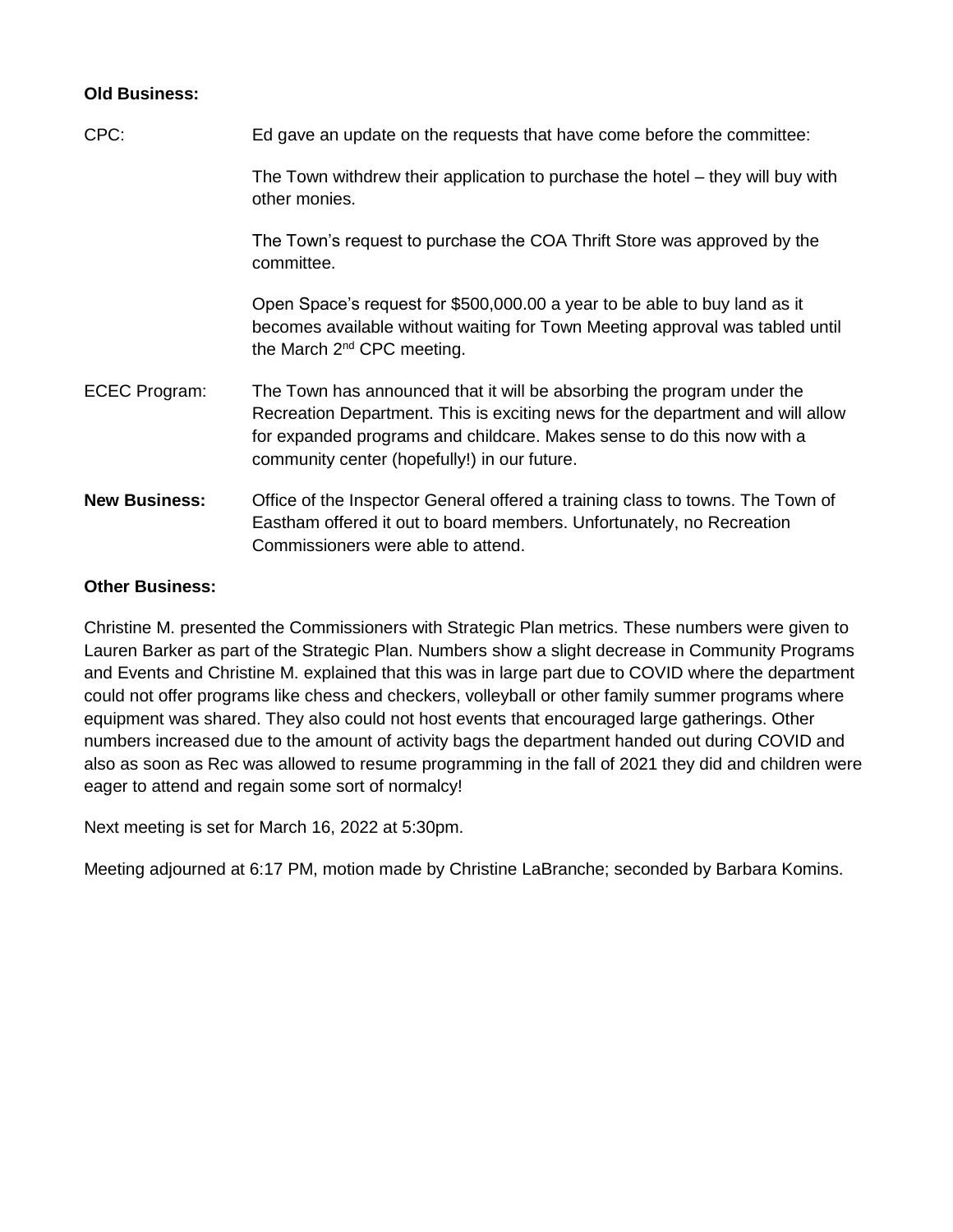**Old Business:**

CPC: Ed gave an update on the requests that have come before the committee:

The Town withdrew their application to purchase the hotel – they will buy with other monies.

The Town's request to purchase the COA Thrift Store was approved by the committee.

Open Space's request for $500,000.00 a year to be able to buy land as it becomes available without waiting for Town Meeting approval was tabled until the March 2nd CPC meeting.

ECEC Program: The Town has announced that it will be absorbing the program under the Recreation Department. This is exciting news for the department and will allow for expanded programs and childcare. Makes sense to do this now with a community center (hopefully!) in our future.

**New Business:** Office of the Inspector General offered a training class to towns. The Town of Eastham offered it out to board members. Unfortunately, no Recreation Commissioners were able to attend.

**Other Business:**

Christine M. presented the Commissioners with Strategic Plan metrics. These numbers were given to Lauren Barker as part of the Strategic Plan. Numbers show a slight decrease in Community Programs and Events and Christine M. explained that this was in large part due to COVID where the department could not offer programs like chess and checkers, volleyball or other family summer programs where equipment was shared. They also could not host events that encouraged large gatherings. Other numbers increased due to the amount of activity bags the department handed out during COVID and also as soon as Rec was allowed to resume programming in the fall of 2021 they did and children were eager to attend and regain some sort of normalcy!

Next meeting is set for March 16, 2022 at 5:30pm.

Meeting adjourned at 6:17 PM, motion made by Christine LaBranche; seconded by Barbara Komins.